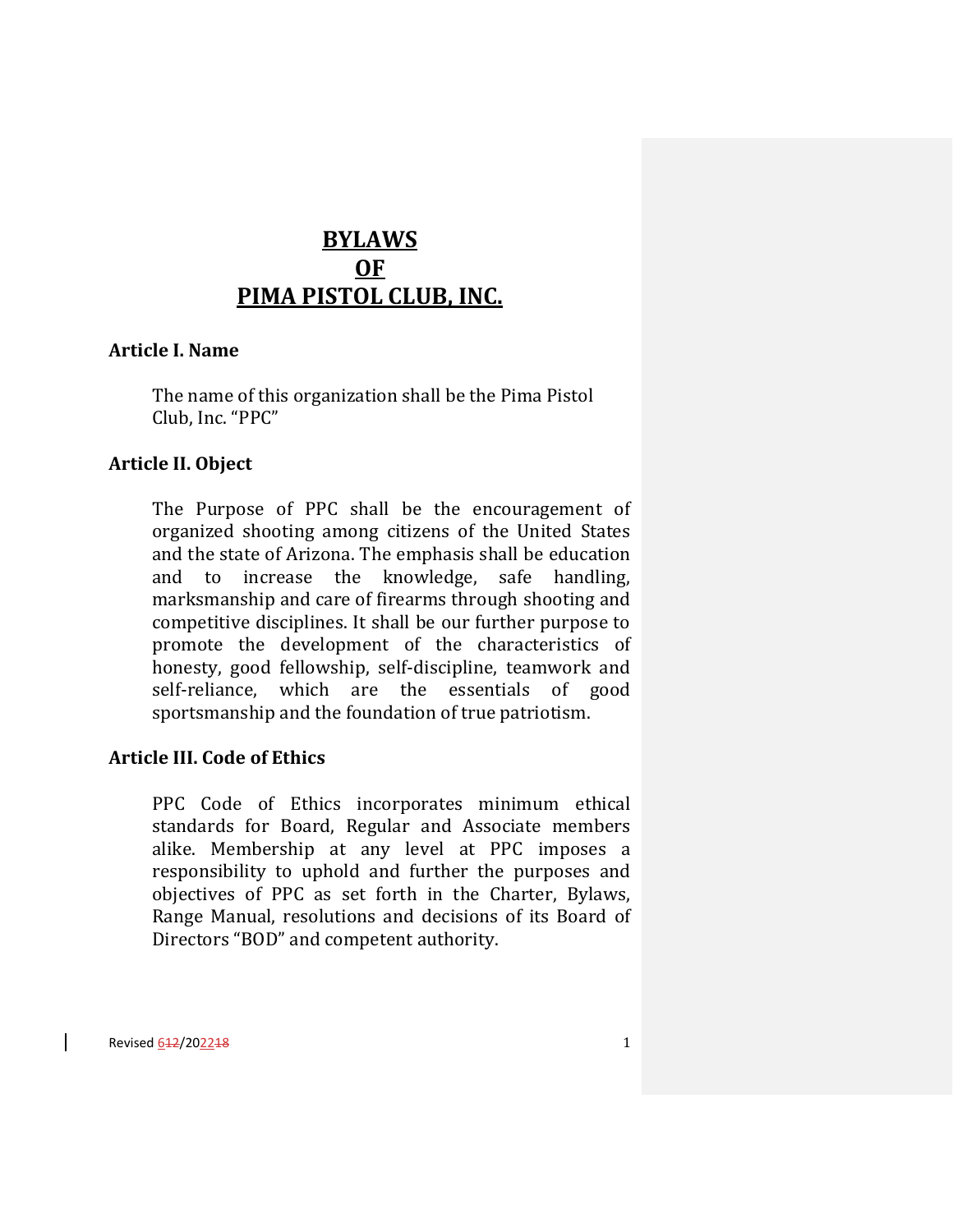# BYLAWS OF PIMA PISTOL CLUB, INC.

## Article I. Name

The name of this organization shall be the Pima Pistol Club, Inc. "PPC"

## Article II. Object

The Purpose of PPC shall be the encouragement of organized shooting among citizens of the United States and the state of Arizona. The emphasis shall be education and to increase the knowledge, safe handling, marksmanship and care of firearms through shooting and competitive disciplines. It shall be our further purpose to promote the development of the characteristics of honesty, good fellowship, self-discipline, teamwork and self-reliance, which are the essentials of good sportsmanship and the foundation of true patriotism.

## Article III. Code of Ethics

PPC Code of Ethics incorporates minimum ethical standards for Board, Regular and Associate members alike. Membership at any level at PPC imposes a responsibility to uphold and further the purposes and objectives of PPC as set forth in the Charter, Bylaws, Range Manual, resolutions and decisions of its Board of Directors "BOD" and competent authority.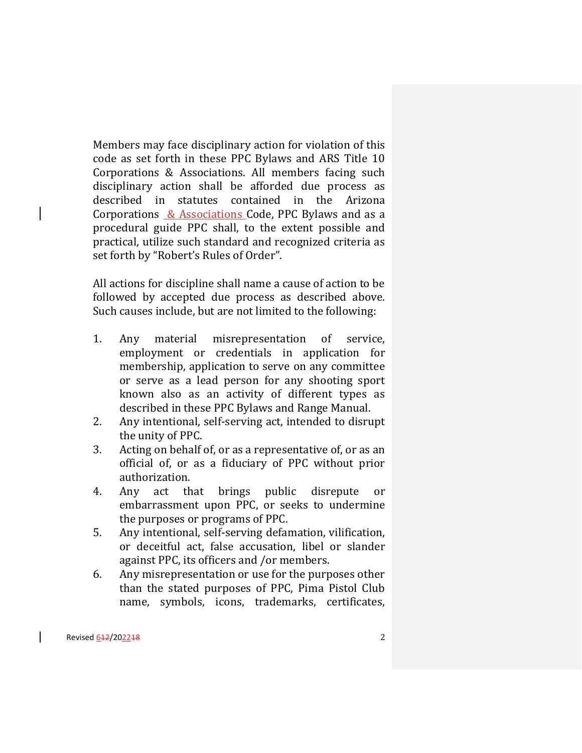Members may face disciplinary action for violation of this code as set forth in these PPC Bylaws and ARS Title 10 Corporations & Associations. All members facing such disciplinary action shall be afforded due process as described in statutes contained in the Arizona Corporations & Associations Code, PPC Bylaws and as a procedural guide PPC shall, to the extent possible and practical, utilize such standard and recognized criteria as set forth by "Robert's Rules of Order".

All actions for discipline shall name a cause of action to be followed by accepted due process as described above. Such causes include, but are not limited to the following:

1. Any material misrepresentation of service, employment or credentials in application for membership, application to serve on any committee or serve as a lead person for any shooting sport known also as an activity of different types as described in these PPC Bylaws and Range Manual.
2. Any intentional, self-serving act, intended to disrupt the unity of PPC.
3. Acting on behalf of, or as a representative of, or as an official of, or as a fiduciary of PPC without prior authorization.
4. Any act that brings public disrepute or embarrassment upon PPC, or seeks to undermine the purposes or programs of PPC.
5. Any intentional, self-serving defamation, vilification, or deceitful act, false accusation, libel or slander against PPC, its officers and /or members.
6. Any misrepresentation or use for the purposes other than the stated purposes of PPC, Pima Pistol Club name, symbols, icons, trademarks, certificates,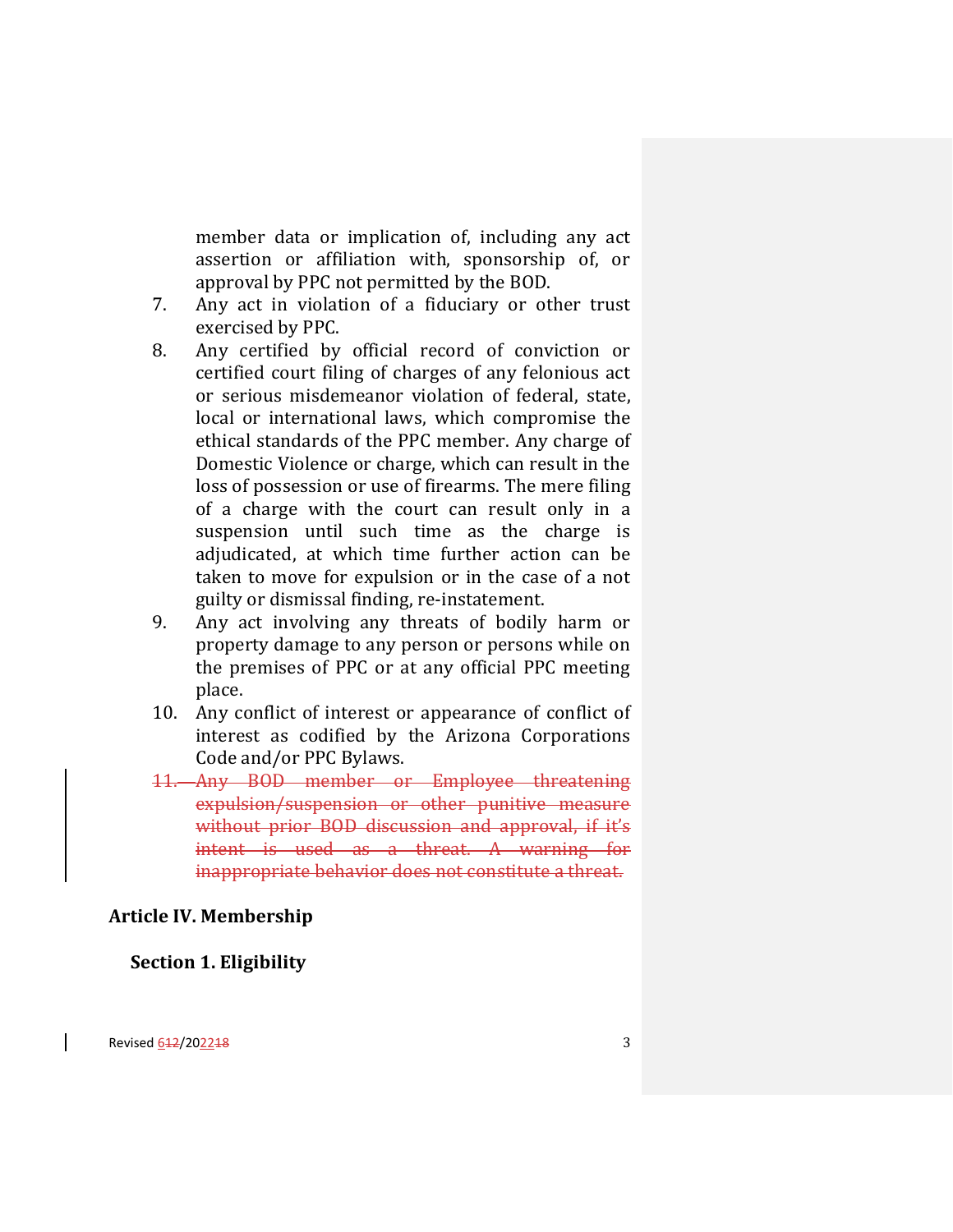member data or implication of, including any act assertion or affiliation with, sponsorship of, or approval by PPC not permitted by the BOD.

7. Any act in violation of a fiduciary or other trust exercised by PPC.
8. Any certified by official record of conviction or certified court filing of charges of any felonious act or serious misdemeanor violation of federal, state, local or international laws, which compromise the ethical standards of the PPC member. Any charge of Domestic Violence or charge, which can result in the loss of possession or use of firearms. The mere filing of a charge with the court can result only in a suspension until such time as the charge is adjudicated, at which time further action can be taken to move for expulsion or in the case of a not guilty or dismissal finding, re-instatement.
9. Any act involving any threats of bodily harm or property damage to any person or persons while on the premises of PPC or at any official PPC meeting place.
10. Any conflict of interest or appearance of conflict of interest as codified by the Arizona Corporations Code and/or PPC Bylaws.
11. ~~Any BOD member or Employee threatening expulsion/suspension or other punitive measure without prior BOD discussion and approval, if it's intent is used as a threat. A warning for inappropriate behavior does not constitute a threat.~~

## Article IV. Membership

### Section 1. Eligibility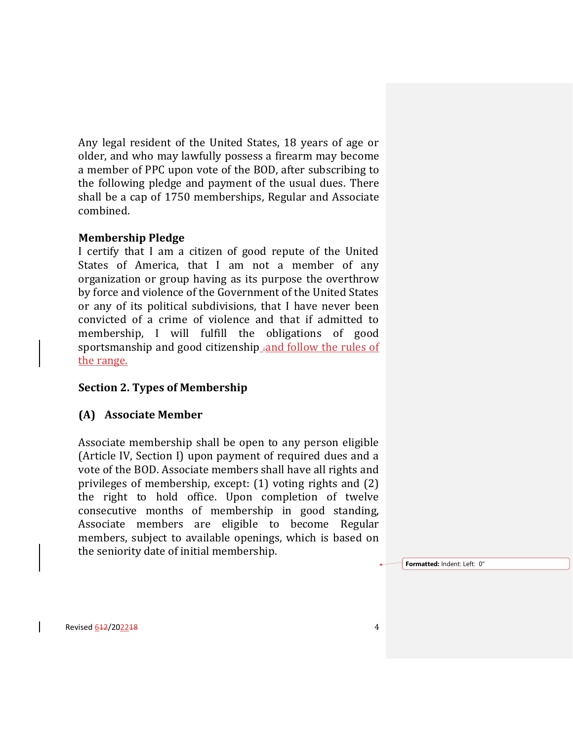Any legal resident of the United States, 18 years of age or older, and who may lawfully possess a firearm may become a member of PPC upon vote of the BOD, after subscribing to the following pledge and payment of the usual dues. There shall be a cap of 1750 memberships, Regular and Associate combined.

**Membership Pledge**

I certify that I am a citizen of good repute of the United States of America, that I am not a member of any organization or group having as its purpose the overthrow by force and violence of the Government of the United States or any of its political subdivisions, that I have never been convicted of a crime of violence and that if admitted to membership, I will fulfill the obligations of good sportsmanship and good citizenship and follow the rules of the range.

## Section 2. Types of Membership

### (A) Associate Member

Associate membership shall be open to any person eligible (Article IV, Section I) upon payment of required dues and a vote of the BOD. Associate members shall have all rights and privileges of membership, except: (1) voting rights and (2) the right to hold office. Upon completion of twelve consecutive months of membership in good standing, Associate members are eligible to become Regular members, subject to available openings, which is based on the seniority date of initial membership.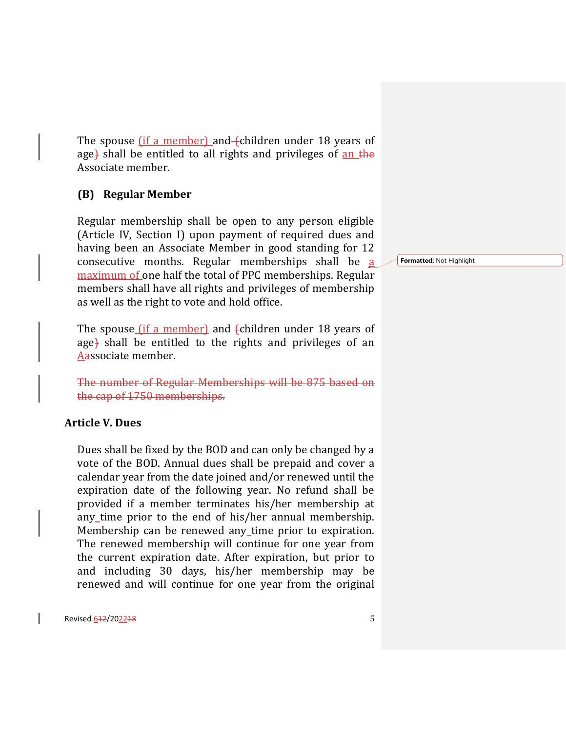The spouse (if a member) and ~~(~~children under 18 years of age~~)~~ shall be entitled to all rights and privileges of an ~~the~~ Associate member.

### (B) Regular Member

Regular membership shall be open to any person eligible (Article IV, Section I) upon payment of required dues and having been an Associate Member in good standing for 12 consecutive months. Regular memberships shall be a maximum of one half the total of PPC memberships. Regular members shall have all rights and privileges of membership as well as the right to vote and hold office.

The spouse (if a member) and ~~(~~children under 18 years of age~~)~~ shall be entitled to the rights and privileges of an A~~a~~ssociate member.

~~The number of Regular Memberships will be 875 based on the cap of 1750 memberships.~~

## Article V. Dues

Dues shall be fixed by the BOD and can only be changed by a vote of the BOD. Annual dues shall be prepaid and cover a calendar year from the date joined and/or renewed until the expiration date of the following year. No refund shall be provided if a member terminates his/her membership at any time prior to the end of his/her annual membership. Membership can be renewed any time prior to expiration. The renewed membership will continue for one year from the current expiration date. After expiration, but prior to and including 30 days, his/her membership may be renewed and will continue for one year from the original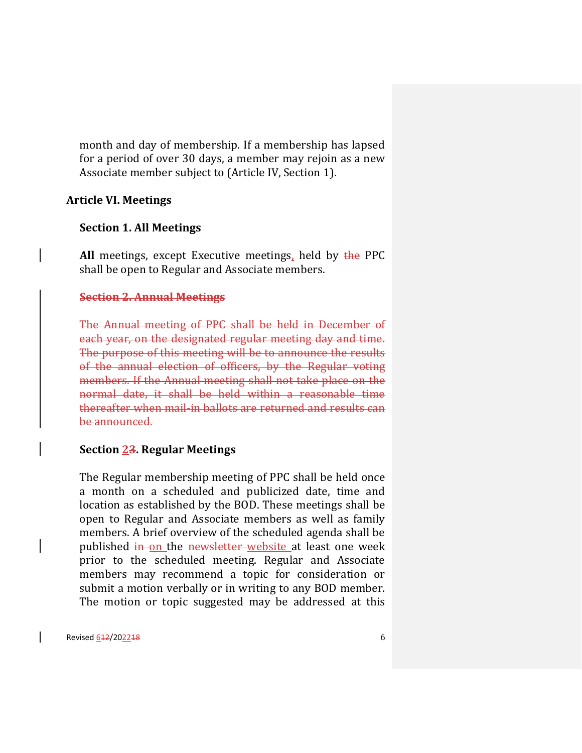month and day of membership. If a membership has lapsed for a period of over 30 days, a member may rejoin as a new Associate member subject to (Article IV, Section 1).

## Article VI. Meetings

### Section 1. All Meetings

**All** meetings, except Executive meetings, held by ~~the~~ PPC shall be open to Regular and Associate members.

### ~~Section 2. Annual Meetings~~

~~The Annual meeting of PPC shall be held in December of each year, on the designated regular meeting day and time. The purpose of this meeting will be to announce the results of the annual election of officers, by the Regular voting members. If the Annual meeting shall not take place on the normal date, it shall be held within a reasonable time thereafter when mail-in ballots are returned and results can be announced.~~

### Section 2~~3~~. Regular Meetings

The Regular membership meeting of PPC shall be held once a month on a scheduled and publicized date, time and location as established by the BOD. These meetings shall be open to Regular and Associate members as well as family members. A brief overview of the scheduled agenda shall be published ~~in~~ on the ~~newsletter~~ website at least one week prior to the scheduled meeting. Regular and Associate members may recommend a topic for consideration or submit a motion verbally or in writing to any BOD member. The motion or topic suggested may be addressed at this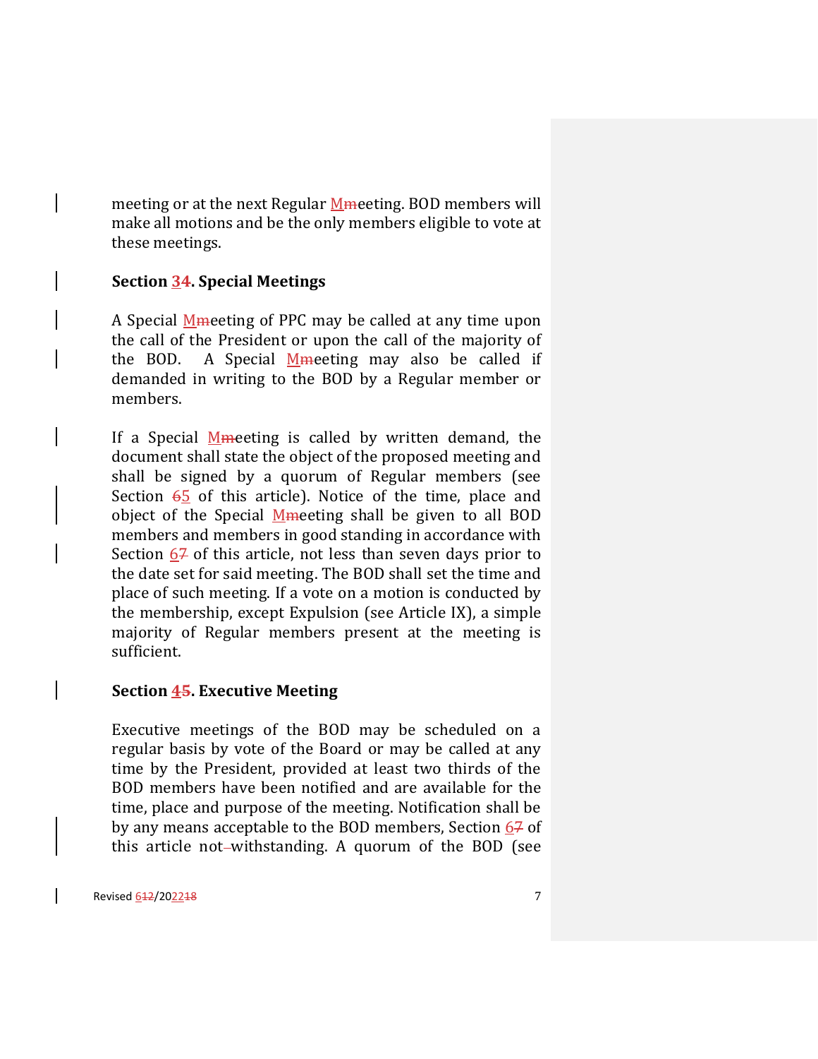meeting or at the next Regular Meeting. BOD members will make all motions and be the only members eligible to vote at these meetings.

**Section 3. Special Meetings**

A Special Meeting of PPC may be called at any time upon the call of the President or upon the call of the majority of the BOD. A Special Meeting may also be called if demanded in writing to the BOD by a Regular member or members.

If a Special Meeting is called by written demand, the document shall state the object of the proposed meeting and shall be signed by a quorum of Regular members (see Section 5 of this article). Notice of the time, place and object of the Special Meeting shall be given to all BOD members and members in good standing in accordance with Section 6 of this article, not less than seven days prior to the date set for said meeting. The BOD shall set the time and place of such meeting. If a vote on a motion is conducted by the membership, except Expulsion (see Article IX), a simple majority of Regular members present at the meeting is sufficient.

**Section 4. Executive Meeting**

Executive meetings of the BOD may be scheduled on a regular basis by vote of the Board or may be called at any time by the President, provided at least two thirds of the BOD members have been notified and are available for the time, place and purpose of the meeting. Notification shall be by any means acceptable to the BOD members, Section 6 of this article notwithstanding. A quorum of the BOD (see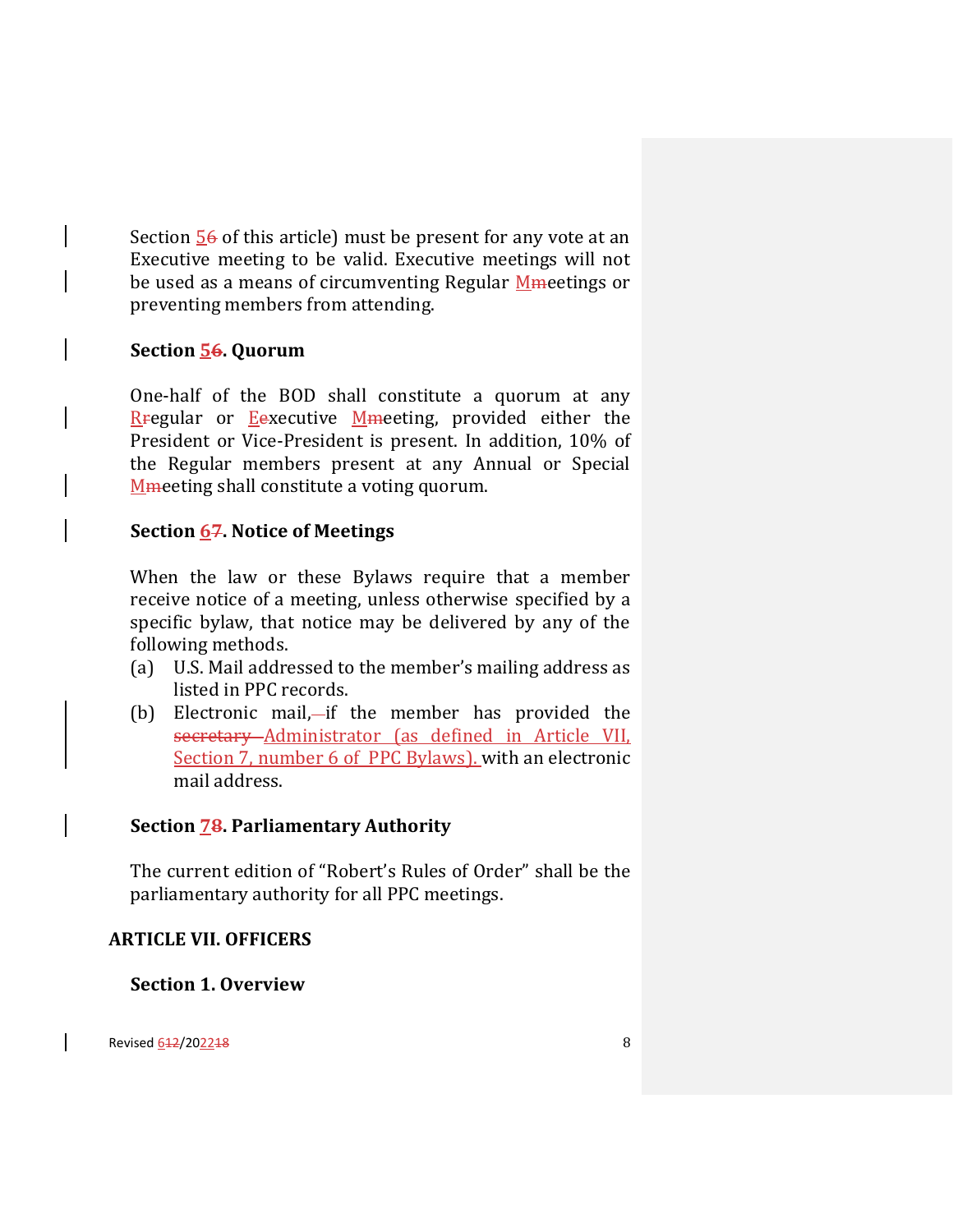Section 56 of this article) must be present for any vote at an Executive meeting to be valid. Executive meetings will not be used as a means of circumventing Regular MMeetings or preventing members from attending.

### Section 56. Quorum

One-half of the BOD shall constitute a quorum at any RRegular or EExecutive MMeeting, provided either the President or Vice-President is present. In addition, 10% of the Regular members present at any Annual or Special MMeeting shall constitute a voting quorum.

### Section 67. Notice of Meetings

When the law or these Bylaws require that a member receive notice of a meeting, unless otherwise specified by a specific bylaw, that notice may be delivered by any of the following methods.

(a) U.S. Mail addressed to the member's mailing address as listed in PPC records.

(b) Electronic mail, if the member has provided the ~~secretary~~ Administrator (as defined in Article VII, Section 7, number 6 of PPC Bylaws). with an electronic mail address.

### Section 78. Parliamentary Authority

The current edition of "Robert's Rules of Order" shall be the parliamentary authority for all PPC meetings.

## ARTICLE VII. OFFICERS

### Section 1. Overview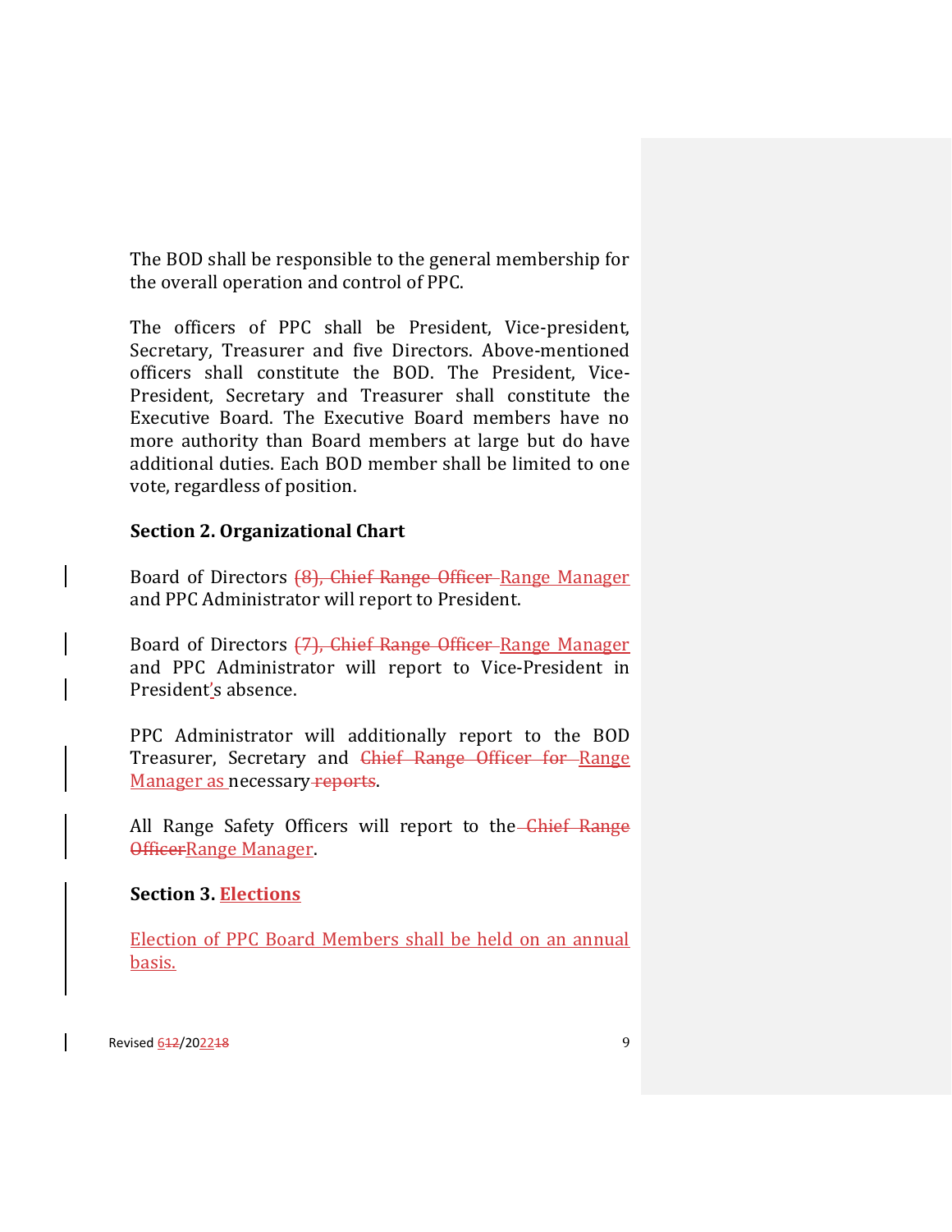The BOD shall be responsible to the general membership for the overall operation and control of PPC.

The officers of PPC shall be President, Vice-president, Secretary, Treasurer and five Directors. Above-mentioned officers shall constitute the BOD. The President, Vice-President, Secretary and Treasurer shall constitute the Executive Board. The Executive Board members have no more authority than Board members at large but do have additional duties. Each BOD member shall be limited to one vote, regardless of position.

**Section 2. Organizational Chart**

Board of Directors ~~(8), Chief Range Officer~~ Range Manager and PPC Administrator will report to President.

Board of Directors ~~(7), Chief Range Officer~~ Range Manager and PPC Administrator will report to Vice-President in President's absence.

PPC Administrator will additionally report to the BOD Treasurer, Secretary and ~~Chief Range Officer for~~ Range Manager as necessary ~~reports~~.

All Range Safety Officers will report to the ~~Chief Range Officer~~Range Manager.

**Section 3. Elections**

Election of PPC Board Members shall be held on an annual basis.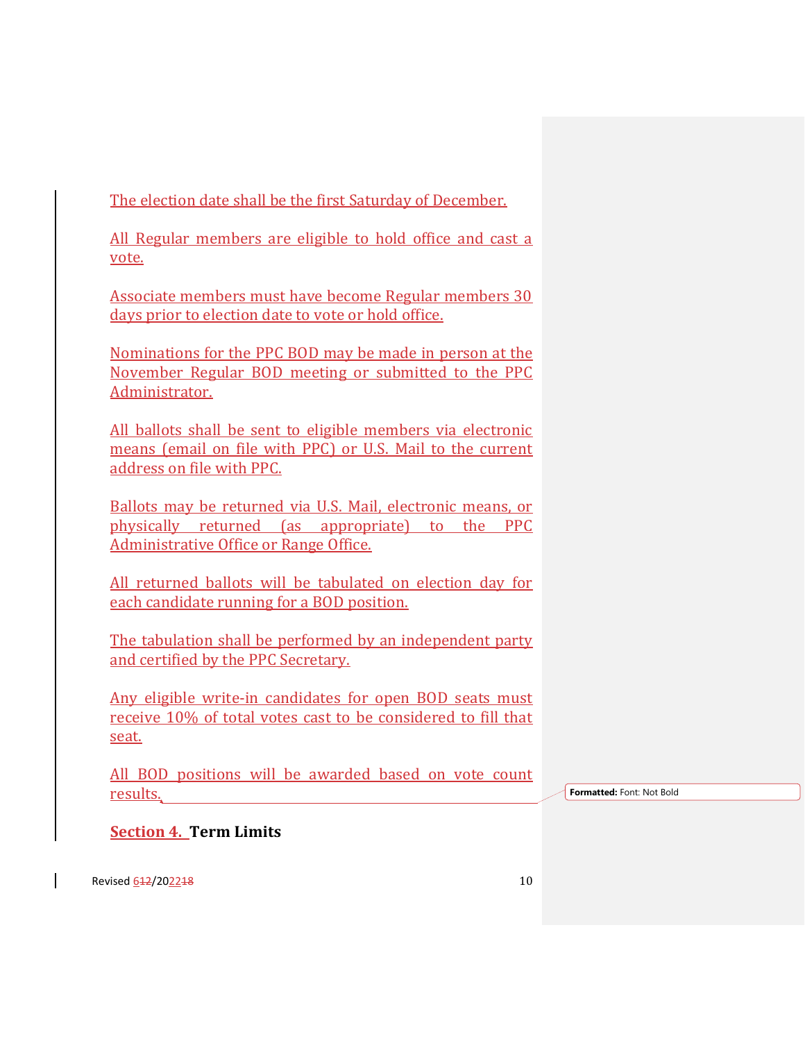The election date shall be the first Saturday of December.

All Regular members are eligible to hold office and cast a vote.

Associate members must have become Regular members 30 days prior to election date to vote or hold office.

Nominations for the PPC BOD may be made in person at the November Regular BOD meeting or submitted to the PPC Administrator.

All ballots shall be sent to eligible members via electronic means (email on file with PPC) or U.S. Mail to the current address on file with PPC.

Ballots may be returned via U.S. Mail, electronic means, or physically returned (as appropriate) to the PPC Administrative Office or Range Office.

All returned ballots will be tabulated on election day for each candidate running for a BOD position.

The tabulation shall be performed by an independent party and certified by the PPC Secretary.

Any eligible write-in candidates for open BOD seats must receive 10% of total votes cast to be considered to fill that seat.

All BOD positions will be awarded based on vote count results.

## Section 4. Term Limits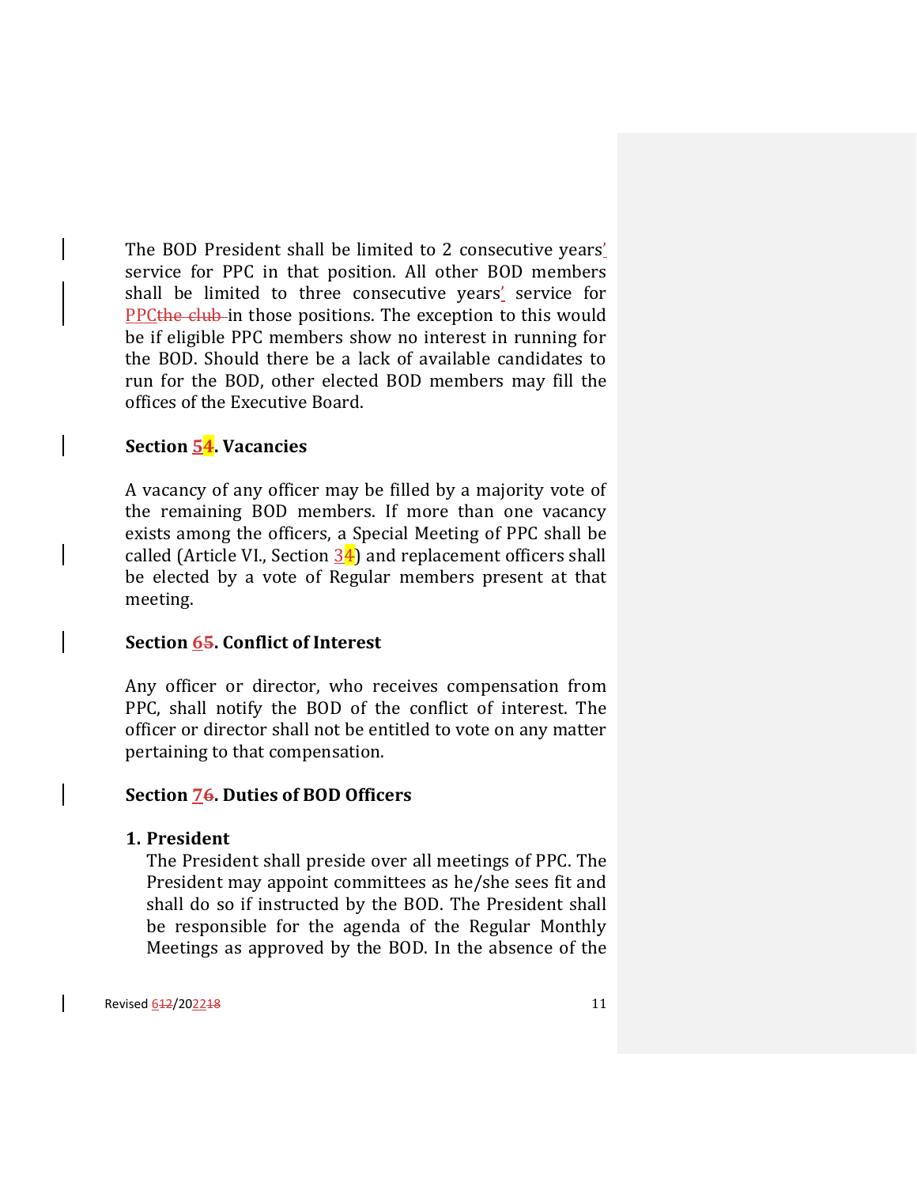The BOD President shall be limited to 2 consecutive years' service for PPC in that position. All other BOD members shall be limited to three consecutive years' service for PPC~~the club~~ in those positions. The exception to this would be if eligible PPC members show no interest in running for the BOD. Should there be a lack of available candidates to run for the BOD, other elected BOD members may fill the offices of the Executive Board.

### Section 5~~4~~. Vacancies

A vacancy of any officer may be filled by a majority vote of the remaining BOD members. If more than one vacancy exists among the officers, a Special Meeting of PPC shall be called (Article VI., Section 3~~4~~) and replacement officers shall be elected by a vote of Regular members present at that meeting.

### Section 6~~5~~. Conflict of Interest

Any officer or director, who receives compensation from PPC, shall notify the BOD of the conflict of interest. The officer or director shall not be entitled to vote on any matter pertaining to that compensation.

### Section 7~~6~~. Duties of BOD Officers

**1. President**

The President shall preside over all meetings of PPC. The President may appoint committees as he/she sees fit and shall do so if instructed by the BOD. The President shall be responsible for the agenda of the Regular Monthly Meetings as approved by the BOD. In the absence of the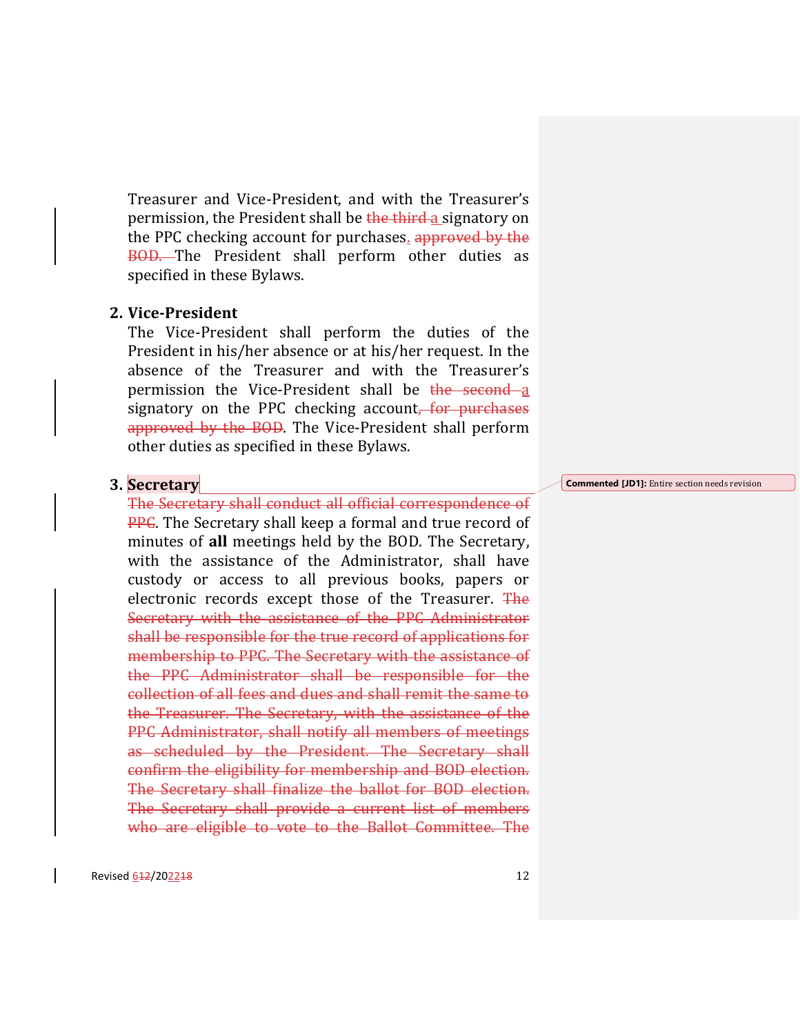Treasurer and Vice-President, and with the Treasurer's permission, the President shall be ~~the third~~ a signatory on the PPC checking account for purchases. ~~approved by the BOD.~~ The President shall perform other duties as specified in these Bylaws.

## 2. Vice-President

The Vice-President shall perform the duties of the President in his/her absence or at his/her request. In the absence of the Treasurer and with the Treasurer's permission the Vice-President shall be ~~the second~~ a signatory on the PPC checking account~~, for purchases approved by the BOD~~. The Vice-President shall perform other duties as specified in these Bylaws.

## 3. Secretary

> Commented [JD1]: Entire section needs revision

~~The Secretary shall conduct all official correspondence of PPC~~. The Secretary shall keep a formal and true record of minutes of **all** meetings held by the BOD. The Secretary, with the assistance of the Administrator, shall have custody or access to all previous books, papers or electronic records except those of the Treasurer. ~~The Secretary with the assistance of the PPC Administrator shall be responsible for the true record of applications for membership to PPC. The Secretary with the assistance of the PPC Administrator shall be responsible for the collection of all fees and dues and shall remit the same to the Treasurer. The Secretary, with the assistance of the PPC Administrator, shall notify all members of meetings as scheduled by the President. The Secretary shall confirm the eligibility for membership and BOD election. The Secretary shall finalize the ballot for BOD election. The Secretary shall provide a current list of members who are eligible to vote to the Ballot Committee. The~~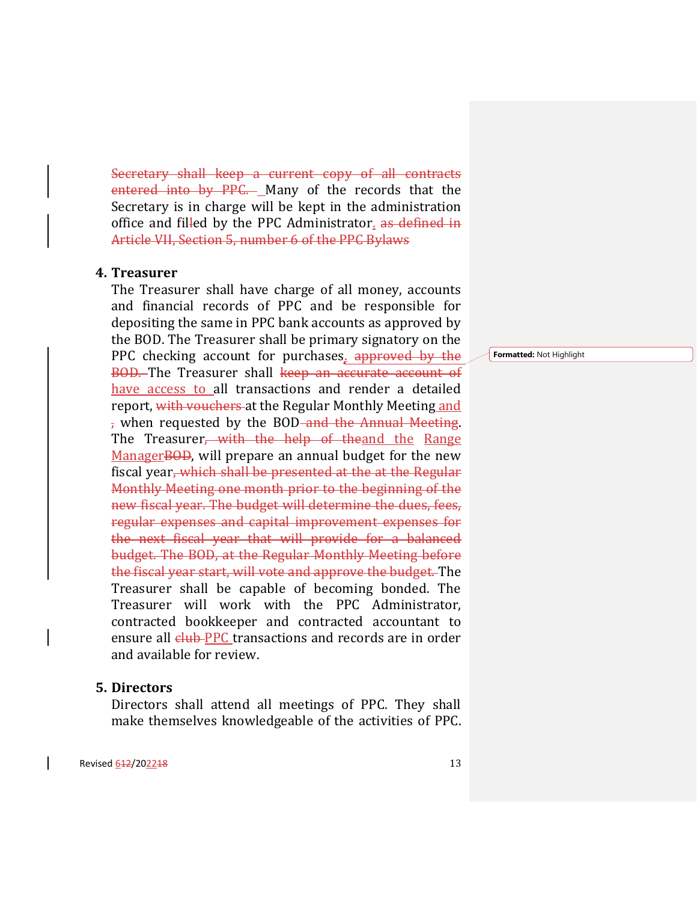Secretary shall keep a current copy of all contracts entered into by PPC. Many of the records that the Secretary is in charge will be kept in the administration office and filled by the PPC Administrator. as defined in Article VII, Section 5, number 6 of the PPC Bylaws

## 4. Treasurer

The Treasurer shall have charge of all money, accounts and financial records of PPC and be responsible for depositing the same in PPC bank accounts as approved by the BOD. The Treasurer shall be primary signatory on the PPC checking account for purchases, approved by the BOD. The Treasurer shall keep an accurate account of have access to all transactions and render a detailed report, with vouchers at the Regular Monthly Meeting and , when requested by the BOD and the Annual Meeting. The Treasurer, with the help of theand the Range ManagerBOD, will prepare an annual budget for the new fiscal year, which shall be presented at the at the Regular Monthly Meeting one month prior to the beginning of the new fiscal year. The budget will determine the dues, fees, regular expenses and capital improvement expenses for the next fiscal year that will provide for a balanced budget. The BOD, at the Regular Monthly Meeting before the fiscal year start, will vote and approve the budget. The Treasurer shall be capable of becoming bonded. The Treasurer will work with the PPC Administrator, contracted bookkeeper and contracted accountant to ensure all club PPC transactions and records are in order and available for review.

## 5. Directors

Directors shall attend all meetings of PPC. They shall make themselves knowledgeable of the activities of PPC.

Revised 612/202218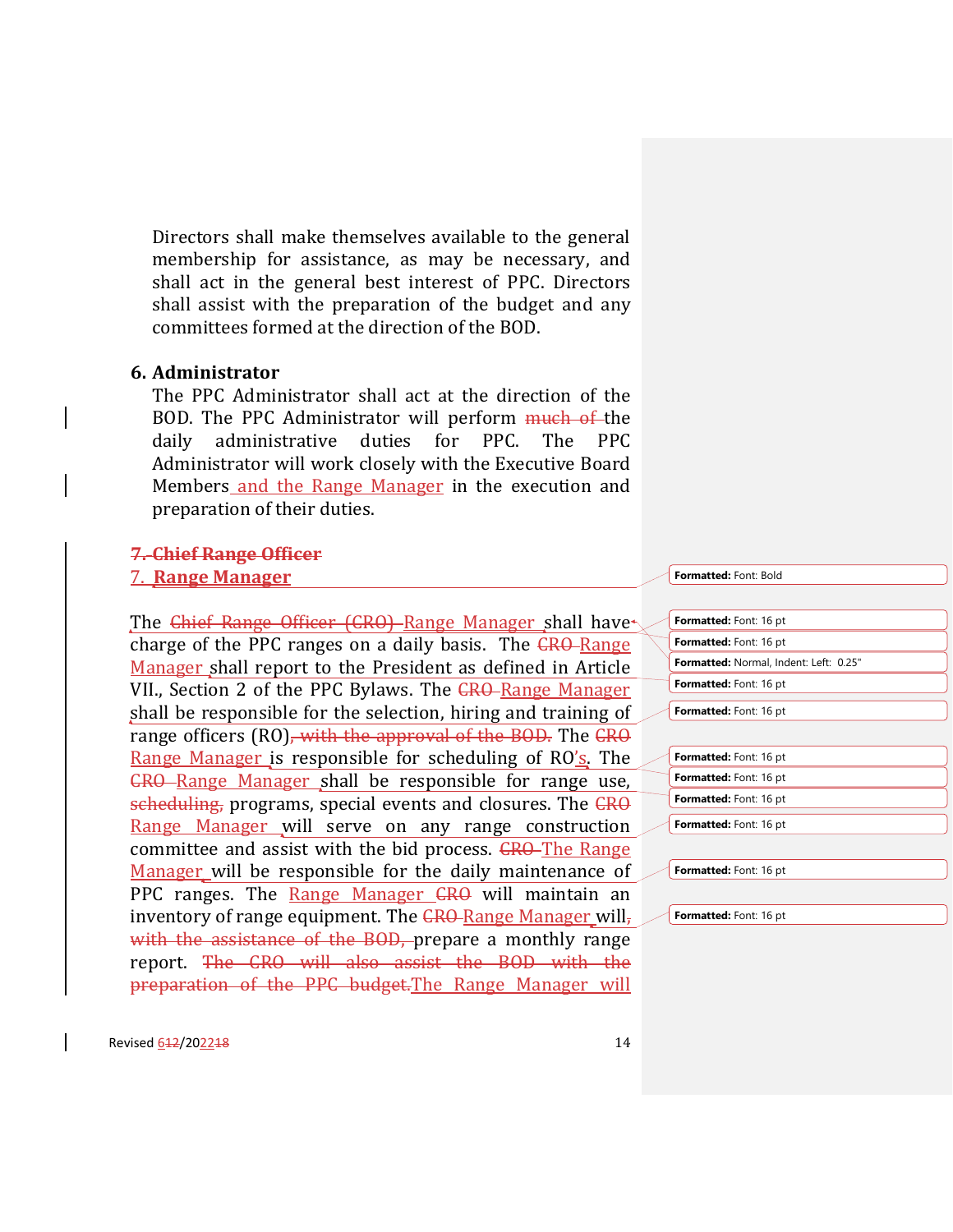Directors shall make themselves available to the general membership for assistance, as may be necessary, and shall act in the general best interest of PPC. Directors shall assist with the preparation of the budget and any committees formed at the direction of the BOD.

### 6. Administrator

The PPC Administrator shall act at the direction of the BOD. The PPC Administrator will perform ~~much of~~ the daily administrative duties for PPC. The PPC Administrator will work closely with the Executive Board Members and the Range Manager in the execution and preparation of their duties.

### ~~7. Chief Range Officer~~

### 7. Range Manager

The ~~Chief Range Officer (CRO)~~ Range Manager shall have charge of the PPC ranges on a daily basis. The ~~CRO~~ Range Manager shall report to the President as defined in Article VII., Section 2 of the PPC Bylaws. The ~~CRO~~ Range Manager shall be responsible for the selection, hiring and training of range officers (RO)~~, with the approval of the BOD.~~ The ~~CRO~~ Range Manager is responsible for scheduling of RO's. The ~~CRO~~ Range Manager shall be responsible for range use, ~~scheduling,~~ programs, special events and closures. The ~~CRO~~ Range Manager will serve on any range construction committee and assist with the bid process. ~~CRO~~ The Range Manager will be responsible for the daily maintenance of PPC ranges. The Range Manager ~~CRO~~ will maintain an inventory of range equipment. The ~~CRO~~ Range Manager will~~, with the assistance of the BOD,~~ prepare a monthly range report. ~~The CRO will also assist the BOD with the preparation of the PPC budget.~~The Range Manager will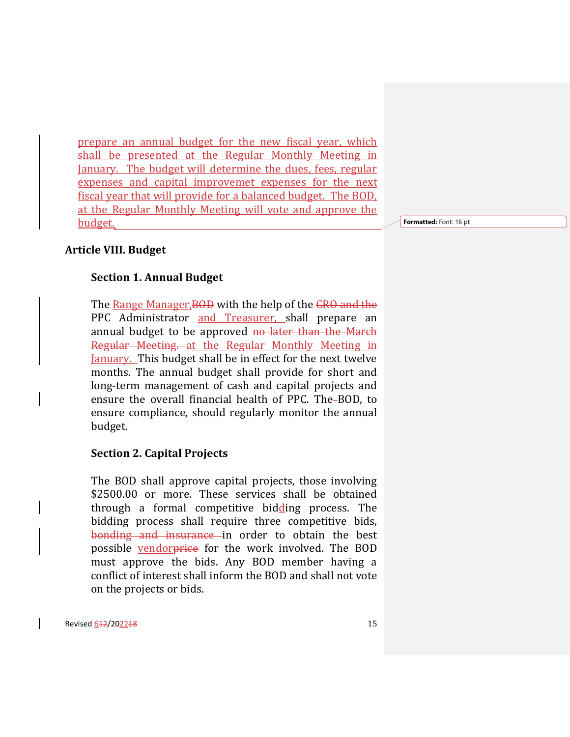prepare an annual budget for the new fiscal year, which shall be presented at the Regular Monthly Meeting in January. The budget will determine the dues, fees, regular expenses and capital improvemet expenses for the next fiscal year that will provide for a balanced budget. The BOD, at the Regular Monthly Meeting will vote and approve the budget.

## Article VIII. Budget

### Section 1. Annual Budget

The Range Manager,~~BOD~~ with the help of the ~~CRO and the~~ PPC Administrator and Treasurer, shall prepare an annual budget to be approved ~~no later than the March Regular Meeting.~~ at the Regular Monthly Meeting in January. This budget shall be in effect for the next twelve months. The annual budget shall provide for short and long-term management of cash and capital projects and ensure the overall financial health of PPC. The BOD, to ensure compliance, should regularly monitor the annual budget.

### Section 2. Capital Projects

The BOD shall approve capital projects, those involving $2500.00 or more. These services shall be obtained through a formal competitive bidding process. The bidding process shall require three competitive bids, ~~bonding and insurance~~ in order to obtain the best possible vendor~~price~~ for the work involved. The BOD must approve the bids. Any BOD member having a conflict of interest shall inform the BOD and shall not vote on the projects or bids.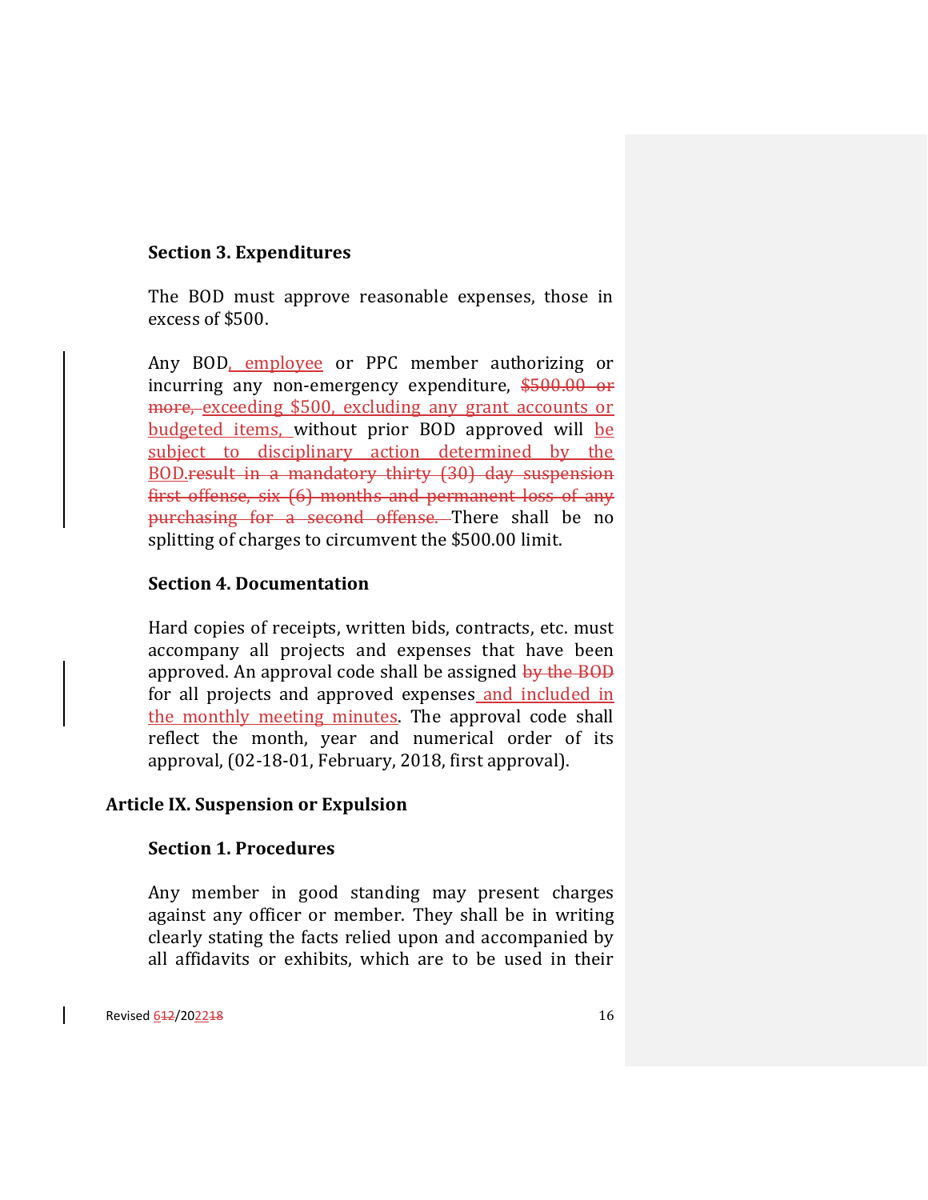### Section 3. Expenditures

The BOD must approve reasonable expenses, those in excess of $500.

Any BOD<u>, employee</u> or PPC member authorizing or incurring any non-emergency expenditure, ~~$500.00 or more,~~ <u>exceeding $500, excluding any grant accounts or budgeted items,</u> without prior BOD approved will <u>be subject to disciplinary action determined by the BOD.</u>~~result in a mandatory thirty (30) day suspension first offense, six (6) months and permanent loss of any purchasing for a second offense.~~ There shall be no splitting of charges to circumvent the $500.00 limit.

### Section 4. Documentation

Hard copies of receipts, written bids, contracts, etc. must accompany all projects and expenses that have been approved. An approval code shall be assigned ~~by the BOD~~ for all projects and approved expenses<u> and included in the monthly meeting minutes</u>. The approval code shall reflect the month, year and numerical order of its approval, (02-18-01, February, 2018, first approval).

## Article IX. Suspension or Expulsion

### Section 1. Procedures

Any member in good standing may present charges against any officer or member. They shall be in writing clearly stating the facts relied upon and accompanied by all affidavits or exhibits, which are to be used in their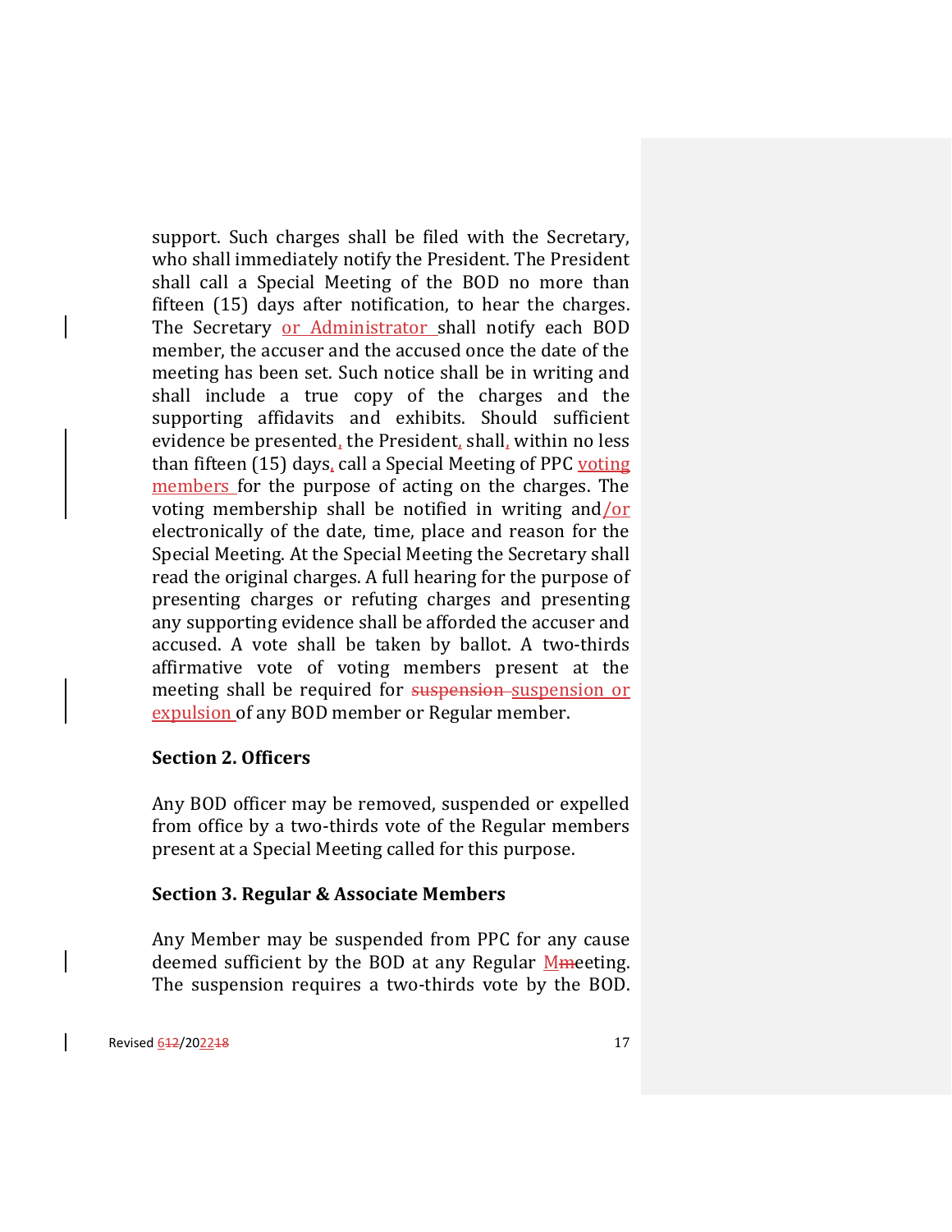support. Such charges shall be filed with the Secretary, who shall immediately notify the President. The President shall call a Special Meeting of the BOD no more than fifteen (15) days after notification, to hear the charges. The Secretary or Administrator shall notify each BOD member, the accuser and the accused once the date of the meeting has been set. Such notice shall be in writing and shall include a true copy of the charges and the supporting affidavits and exhibits. Should sufficient evidence be presented, the President, shall, within no less than fifteen (15) days, call a Special Meeting of PPC voting members for the purpose of acting on the charges. The voting membership shall be notified in writing and/or electronically of the date, time, place and reason for the Special Meeting. At the Special Meeting the Secretary shall read the original charges. A full hearing for the purpose of presenting charges or refuting charges and presenting any supporting evidence shall be afforded the accuser and accused. A vote shall be taken by ballot. A two-thirds affirmative vote of voting members present at the meeting shall be required for ~~suspension~~ suspension or expulsion of any BOD member or Regular member.

**Section 2. Officers**

Any BOD officer may be removed, suspended or expelled from office by a two-thirds vote of the Regular members present at a Special Meeting called for this purpose.

**Section 3. Regular & Associate Members**

Any Member may be suspended from PPC for any cause deemed sufficient by the BOD at any Regular Meeting. The suspension requires a two-thirds vote by the BOD.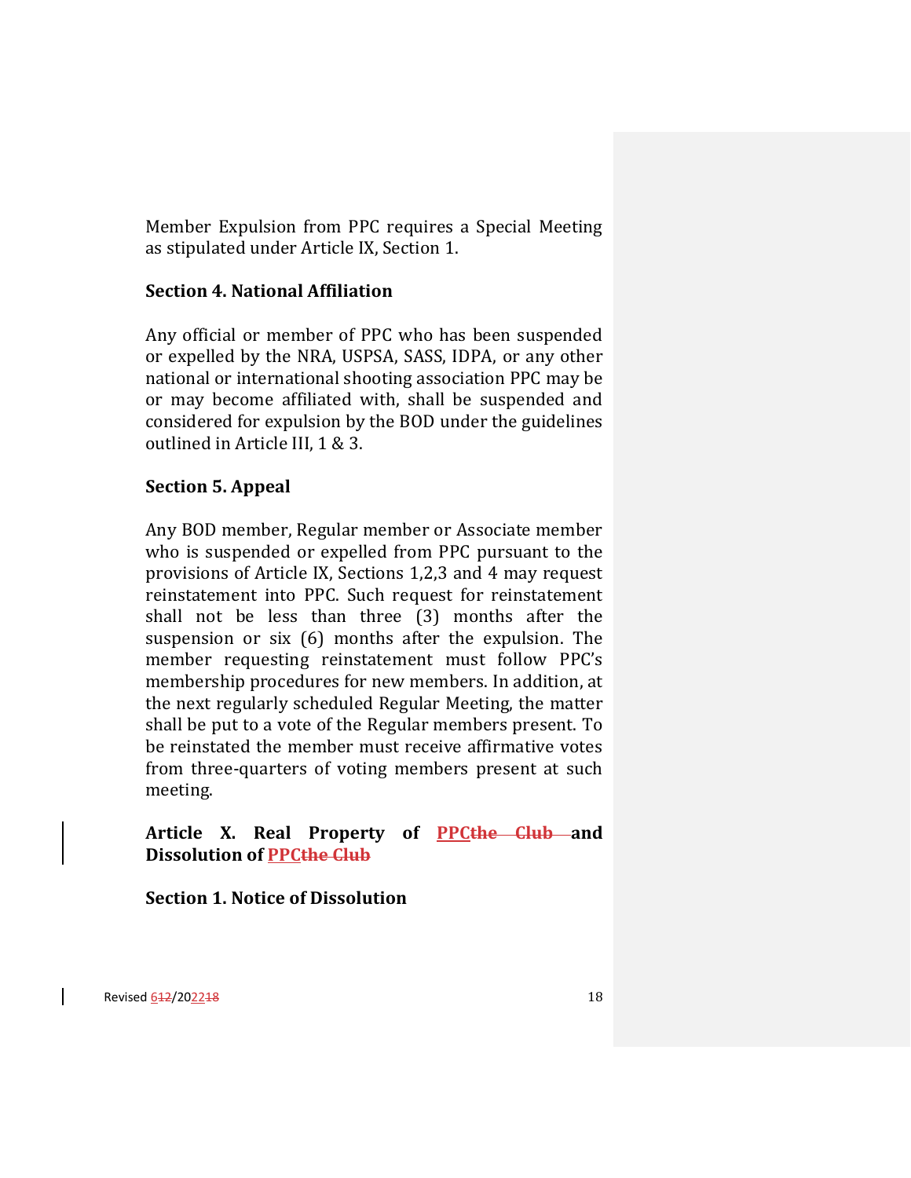Member Expulsion from PPC requires a Special Meeting as stipulated under Article IX, Section 1.

**Section 4. National Affiliation**

Any official or member of PPC who has been suspended or expelled by the NRA, USPSA, SASS, IDPA, or any other national or international shooting association PPC may be or may become affiliated with, shall be suspended and considered for expulsion by the BOD under the guidelines outlined in Article III, 1 & 3.

**Section 5. Appeal**

Any BOD member, Regular member or Associate member who is suspended or expelled from PPC pursuant to the provisions of Article IX, Sections 1,2,3 and 4 may request reinstatement into PPC. Such request for reinstatement shall not be less than three (3) months after the suspension or six (6) months after the expulsion. The member requesting reinstatement must follow PPC's membership procedures for new members. In addition, at the next regularly scheduled Regular Meeting, the matter shall be put to a vote of the Regular members present. To be reinstated the member must receive affirmative votes from three-quarters of voting members present at such meeting.

**Article X. Real Property of PPC~~the Club~~ and Dissolution of PPC~~the Club~~**

**Section 1. Notice of Dissolution**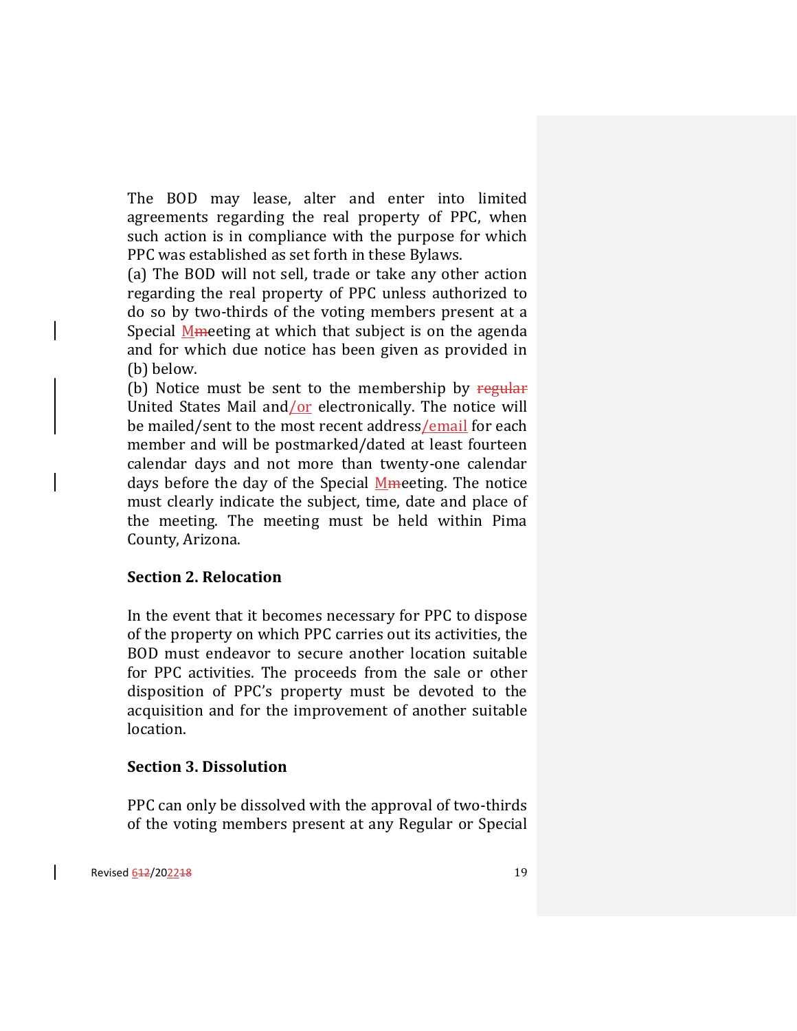The BOD may lease, alter and enter into limited agreements regarding the real property of PPC, when such action is in compliance with the purpose for which PPC was established as set forth in these Bylaws.

(a) The BOD will not sell, trade or take any other action regarding the real property of PPC unless authorized to do so by two-thirds of the voting members present at a Special Mmeeting at which that subject is on the agenda and for which due notice has been given as provided in (b) below.

(b) Notice must be sent to the membership by regular United States Mail and/or electronically. The notice will be mailed/sent to the most recent address/email for each member and will be postmarked/dated at least fourteen calendar days and not more than twenty-one calendar days before the day of the Special Mmeeting. The notice must clearly indicate the subject, time, date and place of the meeting. The meeting must be held within Pima County, Arizona.

### Section 2. Relocation

In the event that it becomes necessary for PPC to dispose of the property on which PPC carries out its activities, the BOD must endeavor to secure another location suitable for PPC activities. The proceeds from the sale or other disposition of PPC's property must be devoted to the acquisition and for the improvement of another suitable location.

### Section 3. Dissolution

PPC can only be dissolved with the approval of two-thirds of the voting members present at any Regular or Special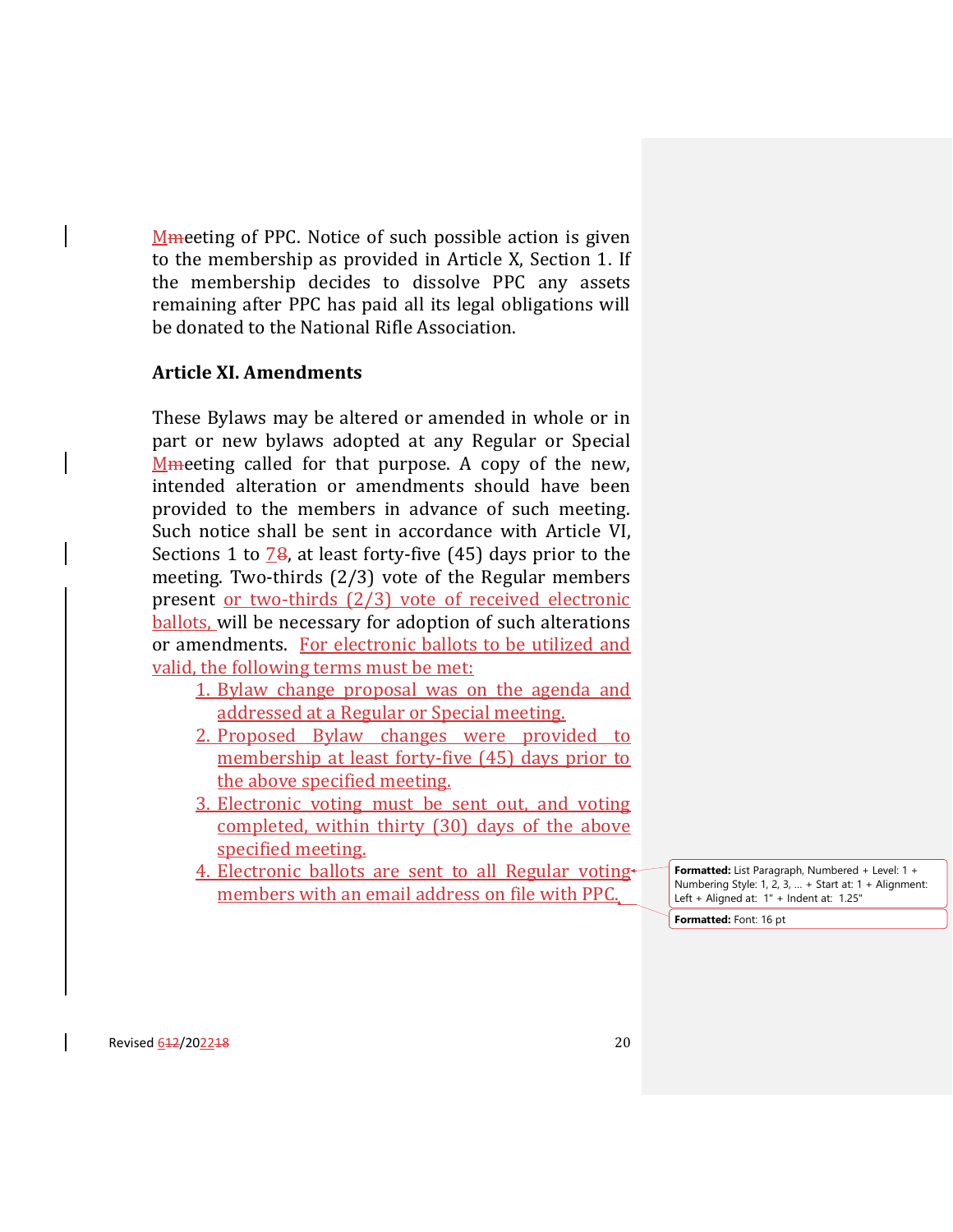Meeting of PPC. Notice of such possible action is given to the membership as provided in Article X, Section 1. If the membership decides to dissolve PPC any assets remaining after PPC has paid all its legal obligations will be donated to the National Rifle Association.

### Article XI. Amendments

These Bylaws may be altered or amended in whole or in part or new bylaws adopted at any Regular or Special Meeting called for that purpose. A copy of the new, intended alteration or amendments should have been provided to the members in advance of such meeting. Such notice shall be sent in accordance with Article VI, Sections 1 to 7, at least forty-five (45) days prior to the meeting. Two-thirds (2/3) vote of the Regular members present or two-thirds (2/3) vote of received electronic ballots, will be necessary for adoption of such alterations or amendments. For electronic ballots to be utilized and valid, the following terms must be met:

1. Bylaw change proposal was on the agenda and addressed at a Regular or Special meeting.
2. Proposed Bylaw changes were provided to membership at least forty-five (45) days prior to the above specified meeting.
3. Electronic voting must be sent out, and voting completed, within thirty (30) days of the above specified meeting.
4. Electronic ballots are sent to all Regular voting members with an email address on file with PPC.

Revised 6/2022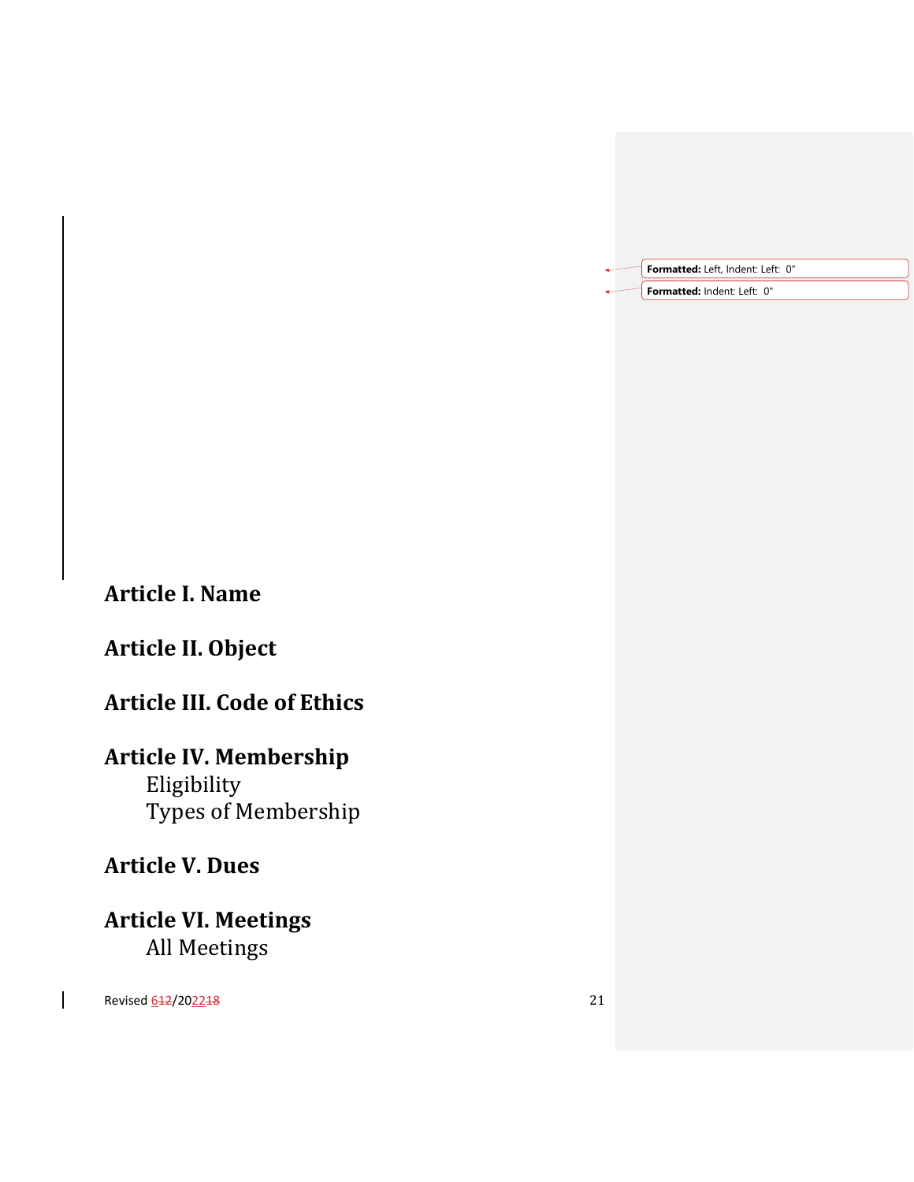## Article I. Name

## Article II. Object

## Article III. Code of Ethics

## Article IV. Membership

Eligibility

Types of Membership

## Article V. Dues

## Article VI. Meetings

All Meetings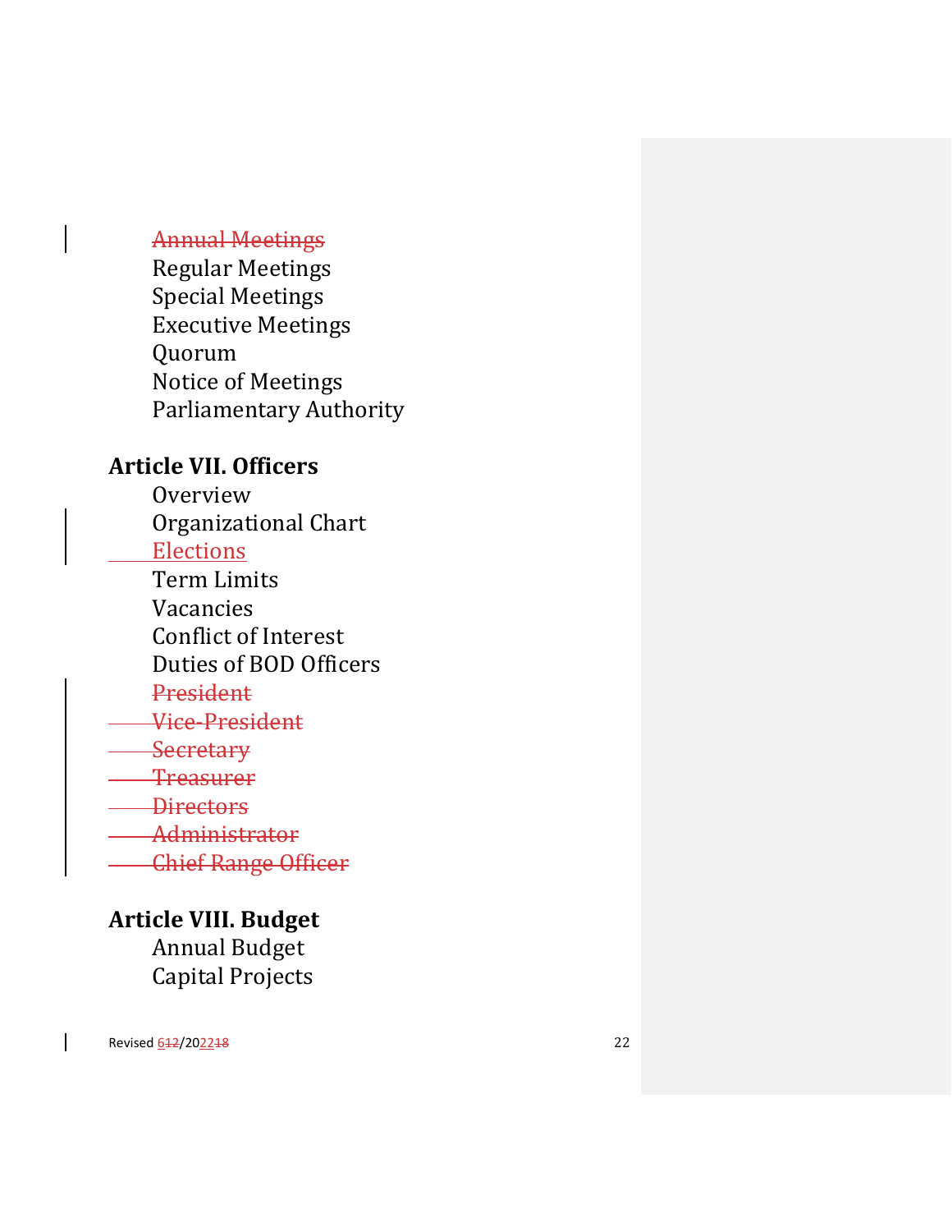~~Annual Meetings~~

Regular Meetings

Special Meetings

Executive Meetings

Quorum

Notice of Meetings

Parliamentary Authority

**Article VII. Officers**

Overview

Organizational Chart

Elections

Term Limits

Vacancies

Conflict of Interest

Duties of BOD Officers

~~President~~

~~Vice-President~~

~~Secretary~~

~~Treasurer~~

~~Directors~~

~~Administrator~~

~~Chief Range Officer~~

**Article VIII. Budget**

Annual Budget

Capital Projects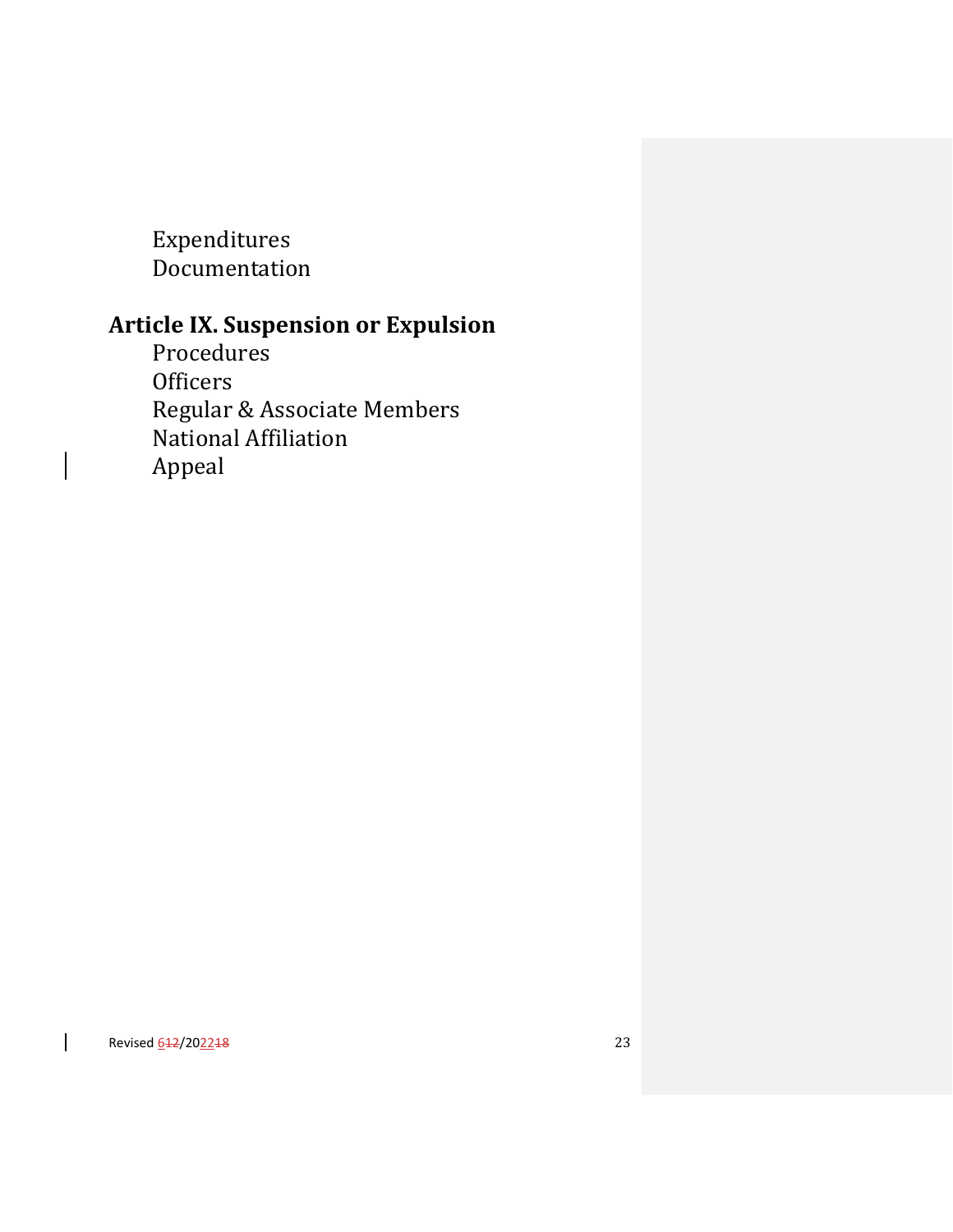Expenditures
Documentation

## Article IX. Suspension or Expulsion

Procedures
Officers
Regular & Associate Members
National Affiliation
Appeal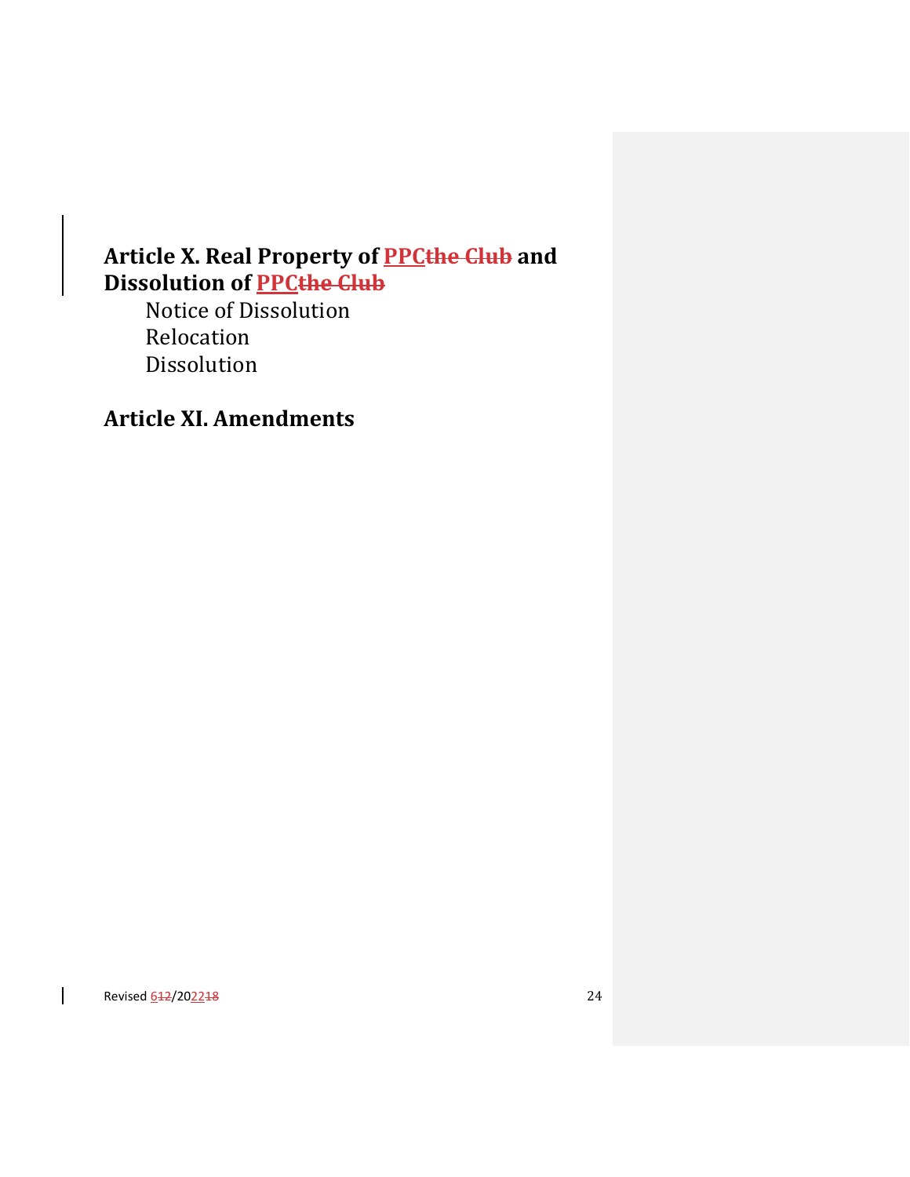# Article X. Real Property of PPCthe Club and Dissolution of PPCthe Club

Notice of Dissolution
Relocation
Dissolution

# Article XI. Amendments